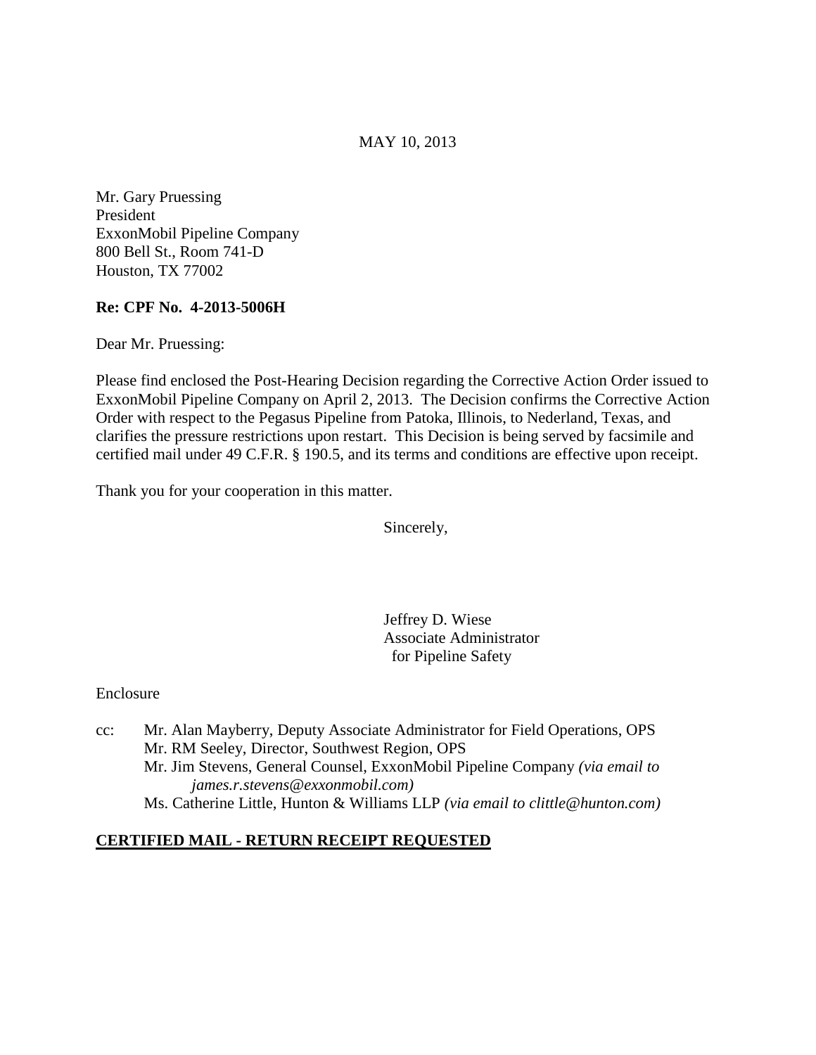MAY 10, 2013

Mr. Gary Pruessing
President
ExxonMobil Pipeline Company
800 Bell St., Room 741-D
Houston, TX 77002

**Re: CPF No. 4-2013-5006H**

Dear Mr. Pruessing:

Please find enclosed the Post-Hearing Decision regarding the Corrective Action Order issued to ExxonMobil Pipeline Company on April 2, 2013. The Decision confirms the Corrective Action Order with respect to the Pegasus Pipeline from Patoka, Illinois, to Nederland, Texas, and clarifies the pressure restrictions upon restart. This Decision is being served by facsimile and certified mail under 49 C.F.R. § 190.5, and its terms and conditions are effective upon receipt.

Thank you for your cooperation in this matter.

Sincerely,

Jeffrey D. Wiese
Associate Administrator
for Pipeline Safety

Enclosure

cc: Mr. Alan Mayberry, Deputy Associate Administrator for Field Operations, OPS
Mr. RM Seeley, Director, Southwest Region, OPS
Mr. Jim Stevens, General Counsel, ExxonMobil Pipeline Company *(via email to james.r.stevens@exxonmobil.com)*
Ms. Catherine Little, Hunton & Williams LLP *(via email to clittle@hunton.com)*

**CERTIFIED MAIL - RETURN RECEIPT REQUESTED**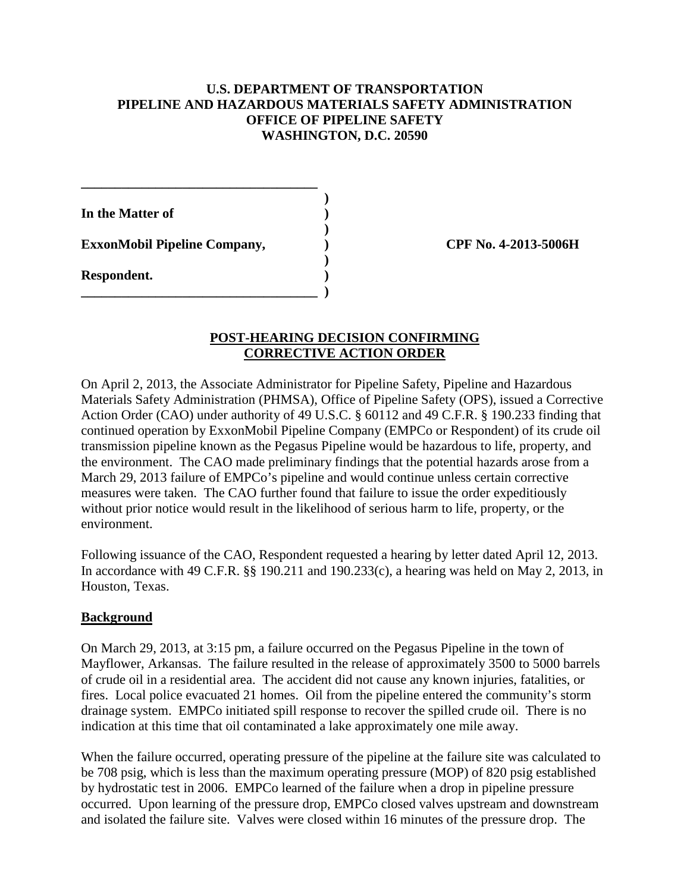**U.S. DEPARTMENT OF TRANSPORTATION**
**PIPELINE AND HAZARDOUS MATERIALS SAFETY ADMINISTRATION**
**OFFICE OF PIPELINE SAFETY**
**WASHINGTON, D.C. 20590**

**In the Matter of**

**ExxonMobil Pipeline Company,**

**Respondent.**

**CPF No. 4-2013-5006H**

## POST-HEARING DECISION CONFIRMING CORRECTIVE ACTION ORDER

On April 2, 2013, the Associate Administrator for Pipeline Safety, Pipeline and Hazardous Materials Safety Administration (PHMSA), Office of Pipeline Safety (OPS), issued a Corrective Action Order (CAO) under authority of 49 U.S.C. § 60112 and 49 C.F.R. § 190.233 finding that continued operation by ExxonMobil Pipeline Company (EMPCo or Respondent) of its crude oil transmission pipeline known as the Pegasus Pipeline would be hazardous to life, property, and the environment. The CAO made preliminary findings that the potential hazards arose from a March 29, 2013 failure of EMPCo's pipeline and would continue unless certain corrective measures were taken. The CAO further found that failure to issue the order expeditiously without prior notice would result in the likelihood of serious harm to life, property, or the environment.

Following issuance of the CAO, Respondent requested a hearing by letter dated April 12, 2013. In accordance with 49 C.F.R. §§ 190.211 and 190.233(c), a hearing was held on May 2, 2013, in Houston, Texas.

### Background

On March 29, 2013, at 3:15 pm, a failure occurred on the Pegasus Pipeline in the town of Mayflower, Arkansas. The failure resulted in the release of approximately 3500 to 5000 barrels of crude oil in a residential area. The accident did not cause any known injuries, fatalities, or fires. Local police evacuated 21 homes. Oil from the pipeline entered the community's storm drainage system. EMPCo initiated spill response to recover the spilled crude oil. There is no indication at this time that oil contaminated a lake approximately one mile away.

When the failure occurred, operating pressure of the pipeline at the failure site was calculated to be 708 psig, which is less than the maximum operating pressure (MOP) of 820 psig established by hydrostatic test in 2006. EMPCo learned of the failure when a drop in pipeline pressure occurred. Upon learning of the pressure drop, EMPCo closed valves upstream and downstream and isolated the failure site. Valves were closed within 16 minutes of the pressure drop. The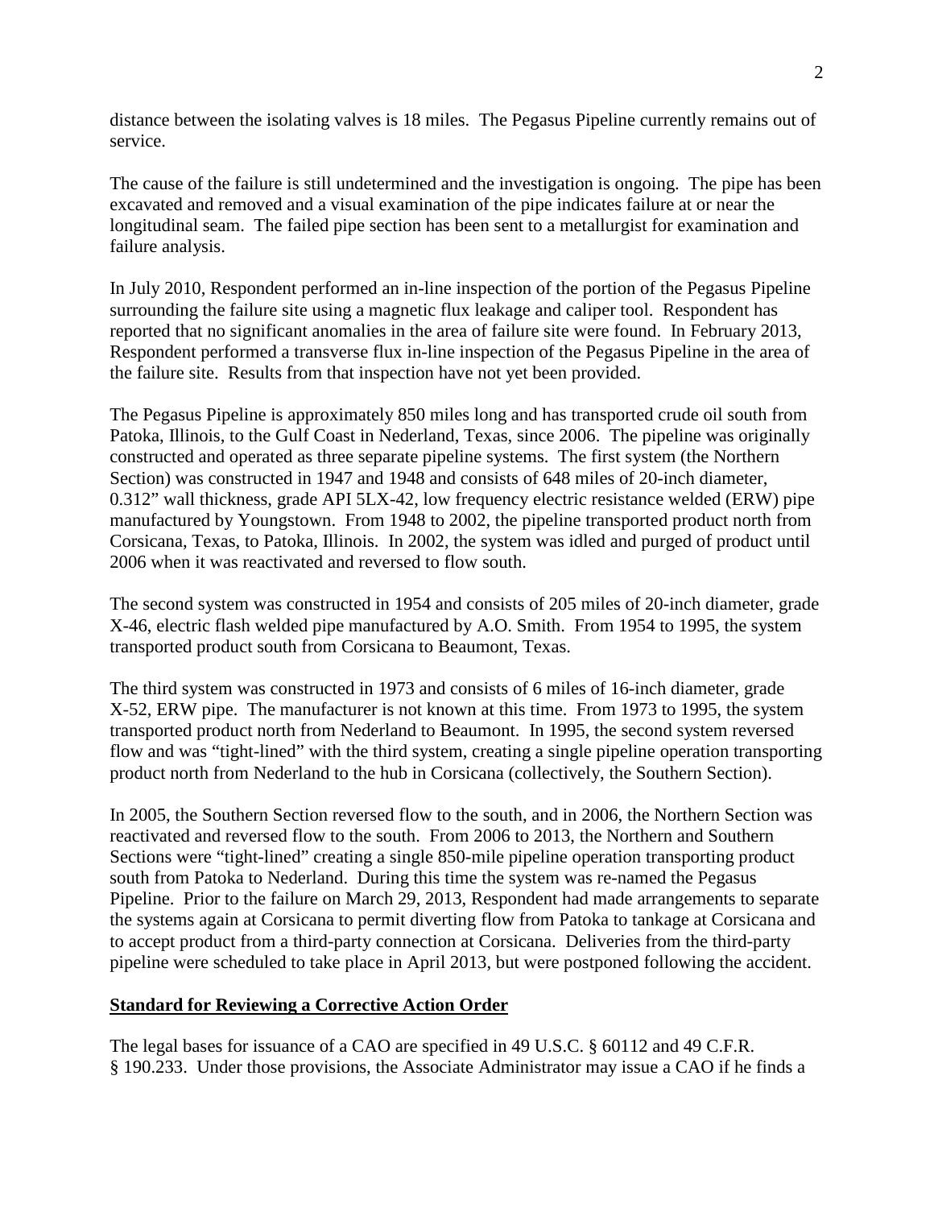distance between the isolating valves is 18 miles. The Pegasus Pipeline currently remains out of service.

The cause of the failure is still undetermined and the investigation is ongoing. The pipe has been excavated and removed and a visual examination of the pipe indicates failure at or near the longitudinal seam. The failed pipe section has been sent to a metallurgist for examination and failure analysis.

In July 2010, Respondent performed an in-line inspection of the portion of the Pegasus Pipeline surrounding the failure site using a magnetic flux leakage and caliper tool. Respondent has reported that no significant anomalies in the area of failure site were found. In February 2013, Respondent performed a transverse flux in-line inspection of the Pegasus Pipeline in the area of the failure site. Results from that inspection have not yet been provided.

The Pegasus Pipeline is approximately 850 miles long and has transported crude oil south from Patoka, Illinois, to the Gulf Coast in Nederland, Texas, since 2006. The pipeline was originally constructed and operated as three separate pipeline systems. The first system (the Northern Section) was constructed in 1947 and 1948 and consists of 648 miles of 20-inch diameter, 0.312" wall thickness, grade API 5LX-42, low frequency electric resistance welded (ERW) pipe manufactured by Youngstown. From 1948 to 2002, the pipeline transported product north from Corsicana, Texas, to Patoka, Illinois. In 2002, the system was idled and purged of product until 2006 when it was reactivated and reversed to flow south.

The second system was constructed in 1954 and consists of 205 miles of 20-inch diameter, grade X-46, electric flash welded pipe manufactured by A.O. Smith. From 1954 to 1995, the system transported product south from Corsicana to Beaumont, Texas.

The third system was constructed in 1973 and consists of 6 miles of 16-inch diameter, grade X-52, ERW pipe. The manufacturer is not known at this time. From 1973 to 1995, the system transported product north from Nederland to Beaumont. In 1995, the second system reversed flow and was "tight-lined" with the third system, creating a single pipeline operation transporting product north from Nederland to the hub in Corsicana (collectively, the Southern Section).

In 2005, the Southern Section reversed flow to the south, and in 2006, the Northern Section was reactivated and reversed flow to the south. From 2006 to 2013, the Northern and Southern Sections were "tight-lined" creating a single 850-mile pipeline operation transporting product south from Patoka to Nederland. During this time the system was re-named the Pegasus Pipeline. Prior to the failure on March 29, 2013, Respondent had made arrangements to separate the systems again at Corsicana to permit diverting flow from Patoka to tankage at Corsicana and to accept product from a third-party connection at Corsicana. Deliveries from the third-party pipeline were scheduled to take place in April 2013, but were postponed following the accident.

**Standard for Reviewing a Corrective Action Order**

The legal bases for issuance of a CAO are specified in 49 U.S.C. § 60112 and 49 C.F.R. § 190.233. Under those provisions, the Associate Administrator may issue a CAO if he finds a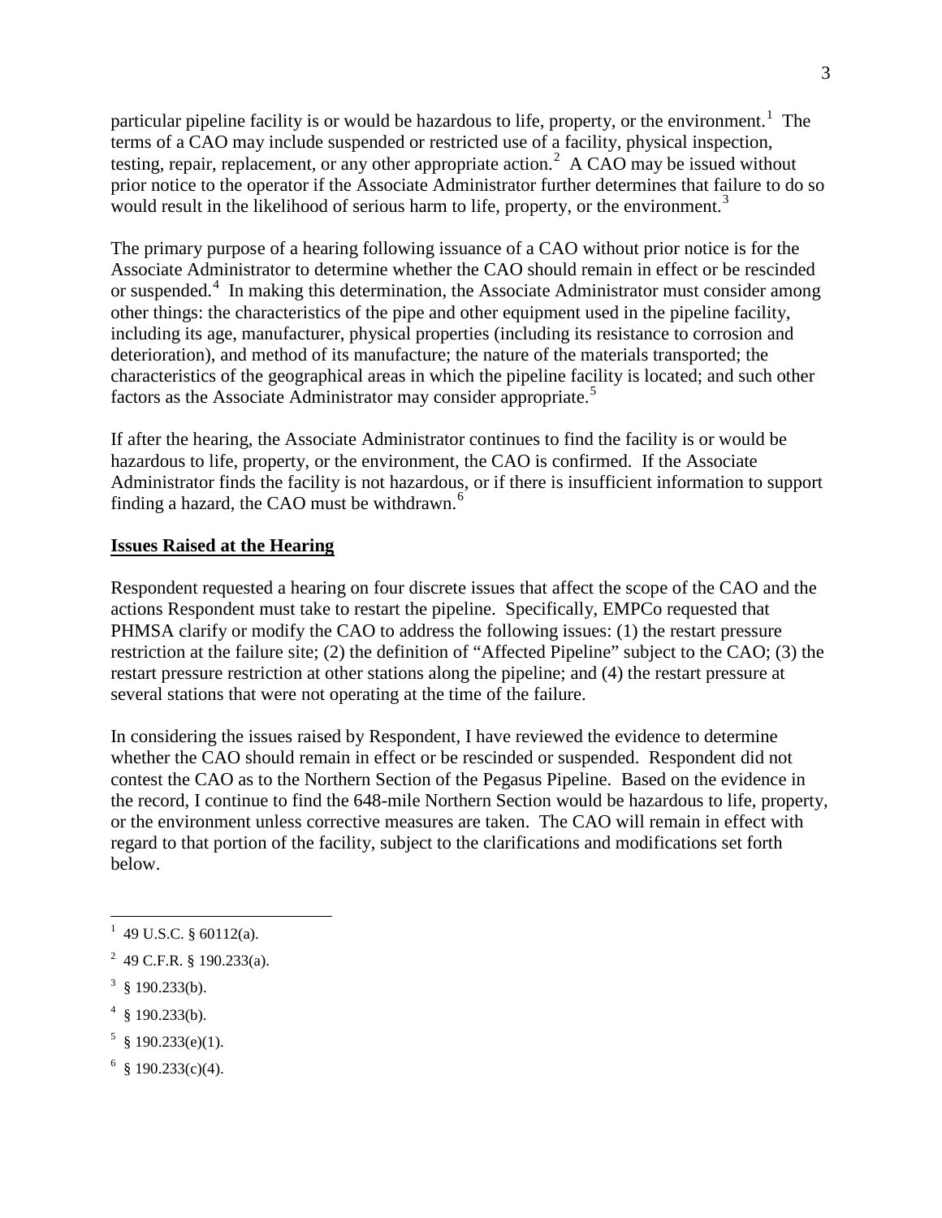particular pipeline facility is or would be hazardous to life, property, or the environment.[1] The terms of a CAO may include suspended or restricted use of a facility, physical inspection, testing, repair, replacement, or any other appropriate action.[2] A CAO may be issued without prior notice to the operator if the Associate Administrator further determines that failure to do so would result in the likelihood of serious harm to life, property, or the environment.[3]

The primary purpose of a hearing following issuance of a CAO without prior notice is for the Associate Administrator to determine whether the CAO should remain in effect or be rescinded or suspended.[4] In making this determination, the Associate Administrator must consider among other things: the characteristics of the pipe and other equipment used in the pipeline facility, including its age, manufacturer, physical properties (including its resistance to corrosion and deterioration), and method of its manufacture; the nature of the materials transported; the characteristics of the geographical areas in which the pipeline facility is located; and such other factors as the Associate Administrator may consider appropriate.[5]

If after the hearing, the Associate Administrator continues to find the facility is or would be hazardous to life, property, or the environment, the CAO is confirmed. If the Associate Administrator finds the facility is not hazardous, or if there is insufficient information to support finding a hazard, the CAO must be withdrawn.[6]

**Issues Raised at the Hearing**

Respondent requested a hearing on four discrete issues that affect the scope of the CAO and the actions Respondent must take to restart the pipeline. Specifically, EMPCo requested that PHMSA clarify or modify the CAO to address the following issues: (1) the restart pressure restriction at the failure site; (2) the definition of "Affected Pipeline" subject to the CAO; (3) the restart pressure restriction at other stations along the pipeline; and (4) the restart pressure at several stations that were not operating at the time of the failure.

In considering the issues raised by Respondent, I have reviewed the evidence to determine whether the CAO should remain in effect or be rescinded or suspended. Respondent did not contest the CAO as to the Northern Section of the Pegasus Pipeline. Based on the evidence in the record, I continue to find the 648-mile Northern Section would be hazardous to life, property, or the environment unless corrective measures are taken. The CAO will remain in effect with regard to that portion of the facility, subject to the clarifications and modifications set forth below.

---

[1] 49 U.S.C. § 60112(a).

[2] 49 C.F.R. § 190.233(a).

[3] § 190.233(b).

[4] § 190.233(b).

[5] § 190.233(e)(1).

[6] § 190.233(c)(4).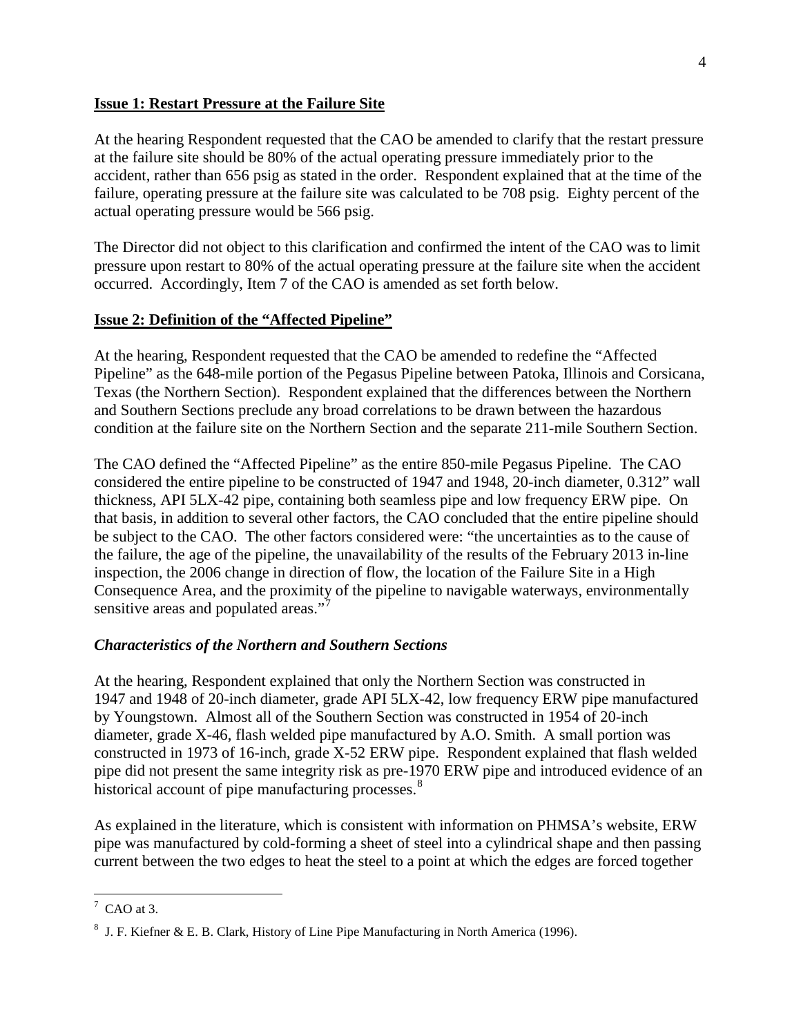**Issue 1: Restart Pressure at the Failure Site**

At the hearing Respondent requested that the CAO be amended to clarify that the restart pressure at the failure site should be 80% of the actual operating pressure immediately prior to the accident, rather than 656 psig as stated in the order. Respondent explained that at the time of the failure, operating pressure at the failure site was calculated to be 708 psig. Eighty percent of the actual operating pressure would be 566 psig.

The Director did not object to this clarification and confirmed the intent of the CAO was to limit pressure upon restart to 80% of the actual operating pressure at the failure site when the accident occurred. Accordingly, Item 7 of the CAO is amended as set forth below.

**Issue 2: Definition of the "Affected Pipeline"**

At the hearing, Respondent requested that the CAO be amended to redefine the "Affected Pipeline" as the 648-mile portion of the Pegasus Pipeline between Patoka, Illinois and Corsicana, Texas (the Northern Section). Respondent explained that the differences between the Northern and Southern Sections preclude any broad correlations to be drawn between the hazardous condition at the failure site on the Northern Section and the separate 211-mile Southern Section.

The CAO defined the "Affected Pipeline" as the entire 850-mile Pegasus Pipeline. The CAO considered the entire pipeline to be constructed of 1947 and 1948, 20-inch diameter, 0.312" wall thickness, API 5LX-42 pipe, containing both seamless pipe and low frequency ERW pipe. On that basis, in addition to several other factors, the CAO concluded that the entire pipeline should be subject to the CAO. The other factors considered were: "the uncertainties as to the cause of the failure, the age of the pipeline, the unavailability of the results of the February 2013 in-line inspection, the 2006 change in direction of flow, the location of the Failure Site in a High Consequence Area, and the proximity of the pipeline to navigable waterways, environmentally sensitive areas and populated areas."[7]

***Characteristics of the Northern and Southern Sections***

At the hearing, Respondent explained that only the Northern Section was constructed in 1947 and 1948 of 20-inch diameter, grade API 5LX-42, low frequency ERW pipe manufactured by Youngstown. Almost all of the Southern Section was constructed in 1954 of 20-inch diameter, grade X-46, flash welded pipe manufactured by A.O. Smith. A small portion was constructed in 1973 of 16-inch, grade X-52 ERW pipe. Respondent explained that flash welded pipe did not present the same integrity risk as pre-1970 ERW pipe and introduced evidence of an historical account of pipe manufacturing processes.[8]

As explained in the literature, which is consistent with information on PHMSA's website, ERW pipe was manufactured by cold-forming a sheet of steel into a cylindrical shape and then passing current between the two edges to heat the steel to a point at which the edges are forced together

---

[7] CAO at 3.

[8] J. F. Kiefner & E. B. Clark, History of Line Pipe Manufacturing in North America (1996).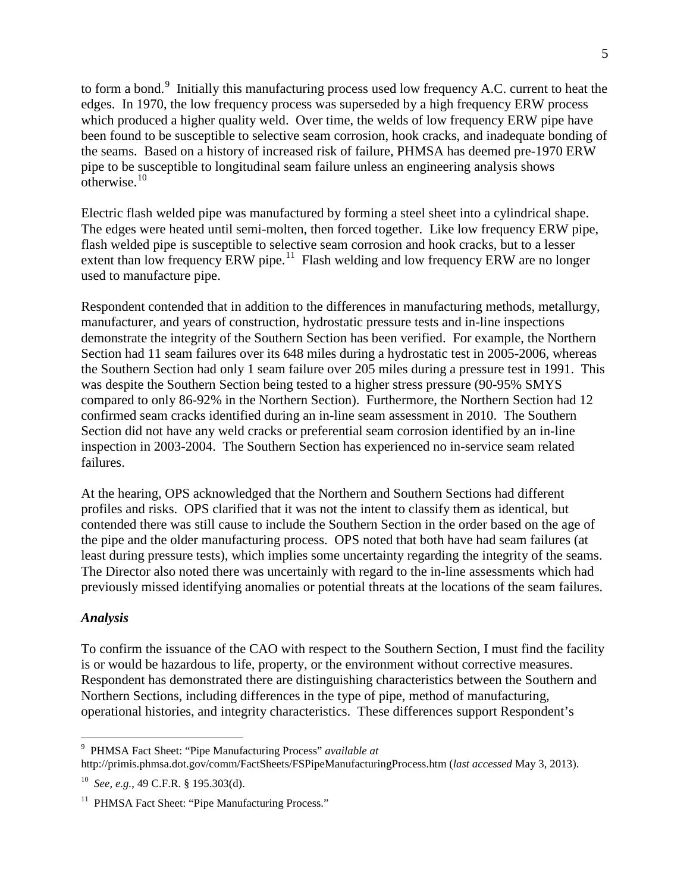to form a bond.[9] Initially this manufacturing process used low frequency A.C. current to heat the edges. In 1970, the low frequency process was superseded by a high frequency ERW process which produced a higher quality weld. Over time, the welds of low frequency ERW pipe have been found to be susceptible to selective seam corrosion, hook cracks, and inadequate bonding of the seams. Based on a history of increased risk of failure, PHMSA has deemed pre-1970 ERW pipe to be susceptible to longitudinal seam failure unless an engineering analysis shows otherwise.[10]

Electric flash welded pipe was manufactured by forming a steel sheet into a cylindrical shape. The edges were heated until semi-molten, then forced together. Like low frequency ERW pipe, flash welded pipe is susceptible to selective seam corrosion and hook cracks, but to a lesser extent than low frequency ERW pipe.[11] Flash welding and low frequency ERW are no longer used to manufacture pipe.

Respondent contended that in addition to the differences in manufacturing methods, metallurgy, manufacturer, and years of construction, hydrostatic pressure tests and in-line inspections demonstrate the integrity of the Southern Section has been verified. For example, the Northern Section had 11 seam failures over its 648 miles during a hydrostatic test in 2005-2006, whereas the Southern Section had only 1 seam failure over 205 miles during a pressure test in 1991. This was despite the Southern Section being tested to a higher stress pressure (90-95% SMYS compared to only 86-92% in the Northern Section). Furthermore, the Northern Section had 12 confirmed seam cracks identified during an in-line seam assessment in 2010. The Southern Section did not have any weld cracks or preferential seam corrosion identified by an in-line inspection in 2003-2004. The Southern Section has experienced no in-service seam related failures.

At the hearing, OPS acknowledged that the Northern and Southern Sections had different profiles and risks. OPS clarified that it was not the intent to classify them as identical, but contended there was still cause to include the Southern Section in the order based on the age of the pipe and the older manufacturing process. OPS noted that both have had seam failures (at least during pressure tests), which implies some uncertainty regarding the integrity of the seams. The Director also noted there was uncertainly with regard to the in-line assessments which had previously missed identifying anomalies or potential threats at the locations of the seam failures.

### *Analysis*

To confirm the issuance of the CAO with respect to the Southern Section, I must find the facility is or would be hazardous to life, property, or the environment without corrective measures. Respondent has demonstrated there are distinguishing characteristics between the Southern and Northern Sections, including differences in the type of pipe, method of manufacturing, operational histories, and integrity characteristics. These differences support Respondent's

---

[9] PHMSA Fact Sheet: "Pipe Manufacturing Process" *available at* http://primis.phmsa.dot.gov/comm/FactSheets/FSPipeManufacturingProcess.htm (*last accessed* May 3, 2013).

[10] *See, e.g.*, 49 C.F.R. § 195.303(d).

[11] PHMSA Fact Sheet: "Pipe Manufacturing Process."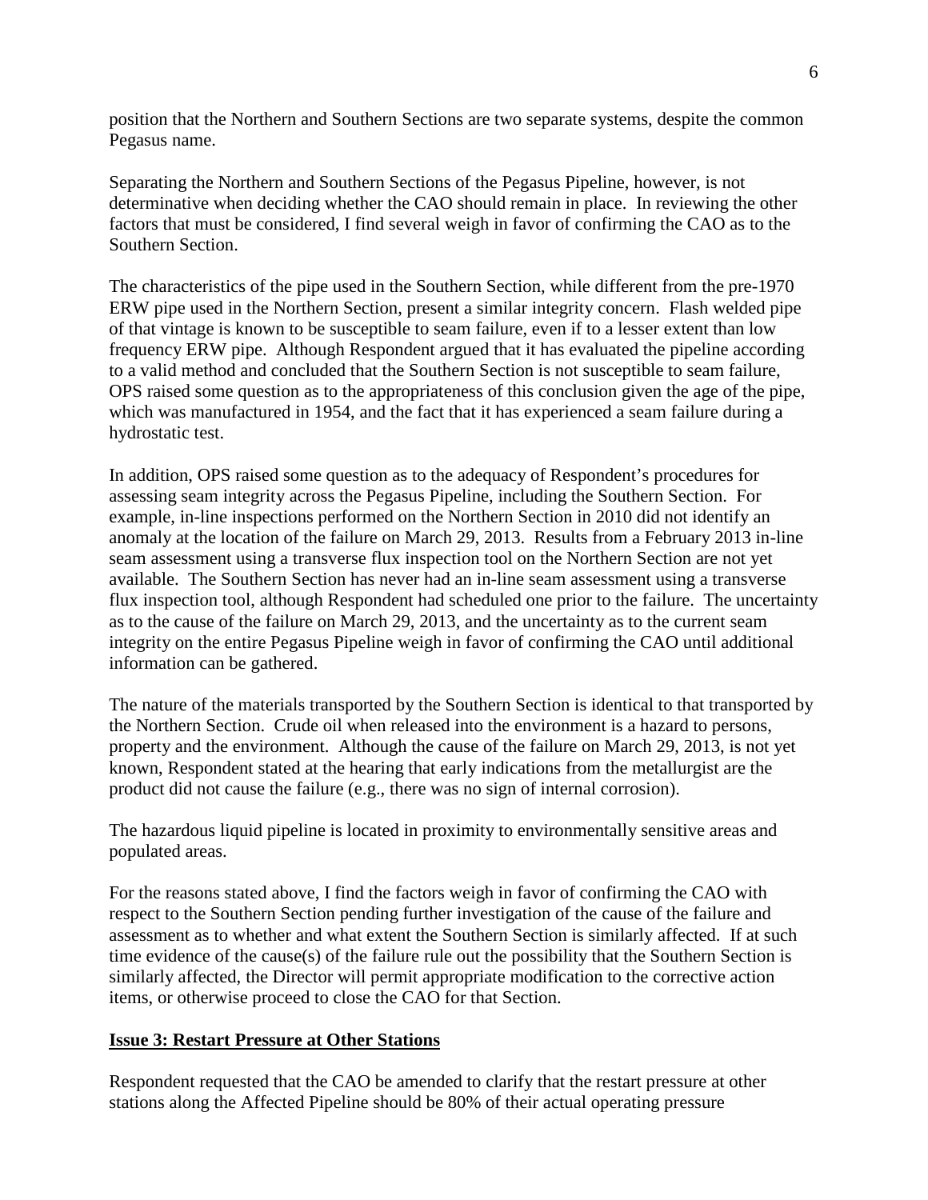position that the Northern and Southern Sections are two separate systems, despite the common Pegasus name.

Separating the Northern and Southern Sections of the Pegasus Pipeline, however, is not determinative when deciding whether the CAO should remain in place. In reviewing the other factors that must be considered, I find several weigh in favor of confirming the CAO as to the Southern Section.

The characteristics of the pipe used in the Southern Section, while different from the pre-1970 ERW pipe used in the Northern Section, present a similar integrity concern. Flash welded pipe of that vintage is known to be susceptible to seam failure, even if to a lesser extent than low frequency ERW pipe. Although Respondent argued that it has evaluated the pipeline according to a valid method and concluded that the Southern Section is not susceptible to seam failure, OPS raised some question as to the appropriateness of this conclusion given the age of the pipe, which was manufactured in 1954, and the fact that it has experienced a seam failure during a hydrostatic test.

In addition, OPS raised some question as to the adequacy of Respondent's procedures for assessing seam integrity across the Pegasus Pipeline, including the Southern Section. For example, in-line inspections performed on the Northern Section in 2010 did not identify an anomaly at the location of the failure on March 29, 2013. Results from a February 2013 in-line seam assessment using a transverse flux inspection tool on the Northern Section are not yet available. The Southern Section has never had an in-line seam assessment using a transverse flux inspection tool, although Respondent had scheduled one prior to the failure. The uncertainty as to the cause of the failure on March 29, 2013, and the uncertainty as to the current seam integrity on the entire Pegasus Pipeline weigh in favor of confirming the CAO until additional information can be gathered.

The nature of the materials transported by the Southern Section is identical to that transported by the Northern Section. Crude oil when released into the environment is a hazard to persons, property and the environment. Although the cause of the failure on March 29, 2013, is not yet known, Respondent stated at the hearing that early indications from the metallurgist are the product did not cause the failure (e.g., there was no sign of internal corrosion).

The hazardous liquid pipeline is located in proximity to environmentally sensitive areas and populated areas.

For the reasons stated above, I find the factors weigh in favor of confirming the CAO with respect to the Southern Section pending further investigation of the cause of the failure and assessment as to whether and what extent the Southern Section is similarly affected. If at such time evidence of the cause(s) of the failure rule out the possibility that the Southern Section is similarly affected, the Director will permit appropriate modification to the corrective action items, or otherwise proceed to close the CAO for that Section.

**Issue 3: Restart Pressure at Other Stations**

Respondent requested that the CAO be amended to clarify that the restart pressure at other stations along the Affected Pipeline should be 80% of their actual operating pressure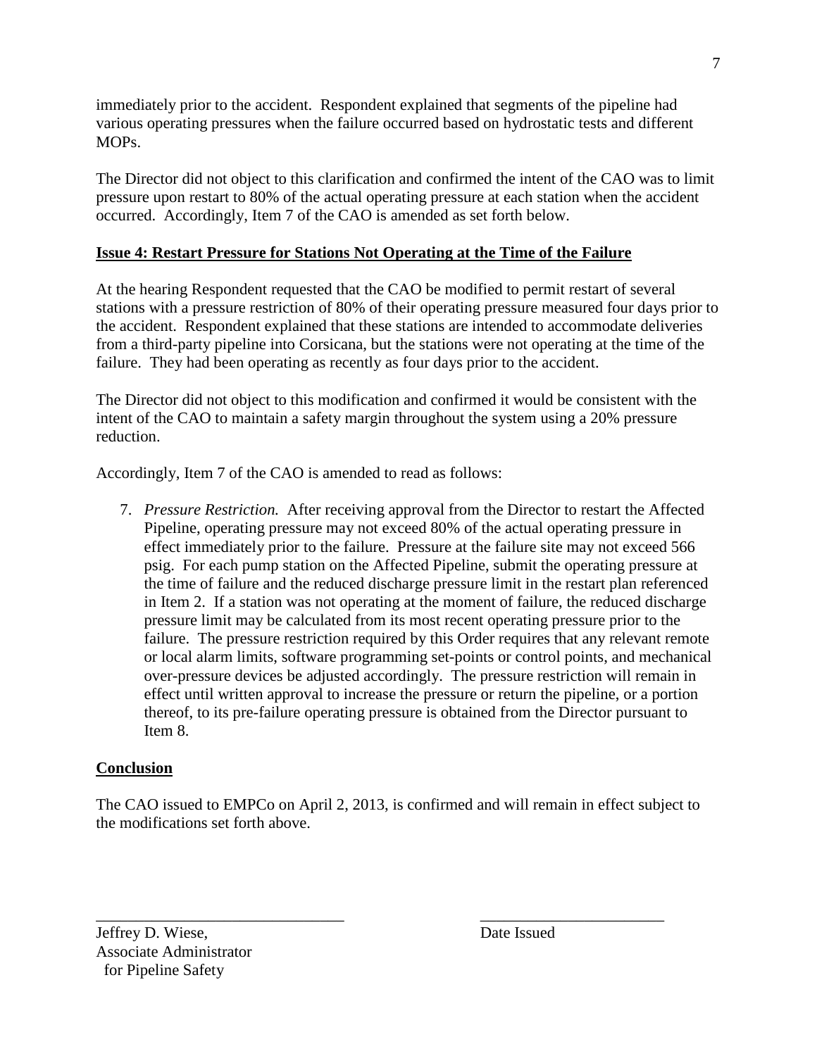immediately prior to the accident. Respondent explained that segments of the pipeline had various operating pressures when the failure occurred based on hydrostatic tests and different MOPs.

The Director did not object to this clarification and confirmed the intent of the CAO was to limit pressure upon restart to 80% of the actual operating pressure at each station when the accident occurred. Accordingly, Item 7 of the CAO is amended as set forth below.

**Issue 4: Restart Pressure for Stations Not Operating at the Time of the Failure**

At the hearing Respondent requested that the CAO be modified to permit restart of several stations with a pressure restriction of 80% of their operating pressure measured four days prior to the accident. Respondent explained that these stations are intended to accommodate deliveries from a third-party pipeline into Corsicana, but the stations were not operating at the time of the failure. They had been operating as recently as four days prior to the accident.

The Director did not object to this modification and confirmed it would be consistent with the intent of the CAO to maintain a safety margin throughout the system using a 20% pressure reduction.

Accordingly, Item 7 of the CAO is amended to read as follows:

7. *Pressure Restriction.* After receiving approval from the Director to restart the Affected Pipeline, operating pressure may not exceed 80% of the actual operating pressure in effect immediately prior to the failure. Pressure at the failure site may not exceed 566 psig. For each pump station on the Affected Pipeline, submit the operating pressure at the time of failure and the reduced discharge pressure limit in the restart plan referenced in Item 2. If a station was not operating at the moment of failure, the reduced discharge pressure limit may be calculated from its most recent operating pressure prior to the failure. The pressure restriction required by this Order requires that any relevant remote or local alarm limits, software programming set-points or control points, and mechanical over-pressure devices be adjusted accordingly. The pressure restriction will remain in effect until written approval to increase the pressure or return the pipeline, or a portion thereof, to its pre-failure operating pressure is obtained from the Director pursuant to Item 8.

**Conclusion**

The CAO issued to EMPCo on April 2, 2013, is confirmed and will remain in effect subject to the modifications set forth above.

\_\_\_\_\_\_\_\_\_\_\_\_\_\_\_\_\_\_\_\_\_\_\_\_\_\_\_\_\_\_\_\_
Jeffrey D. Wiese,
Associate Administrator
for Pipeline Safety

\_\_\_\_\_\_\_\_\_\_\_\_\_\_\_\_\_\_\_\_\_\_\_\_
Date Issued